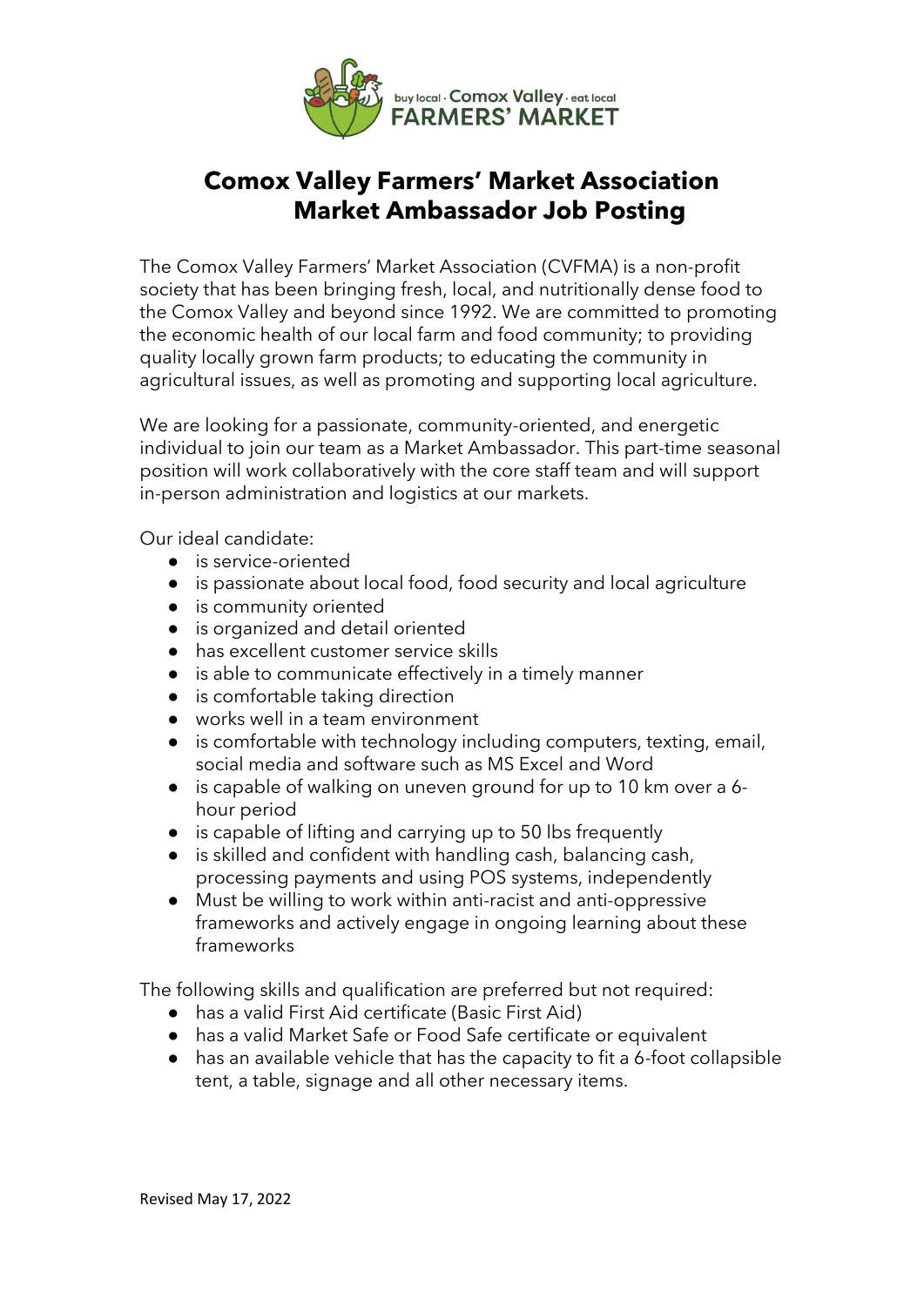# Comox Valley Farmers' Market Association
# Market Ambassador Job Posting

The Comox Valley Farmers' Market Association (CVFMA) is a non-profit society that has been bringing fresh, local, and nutritionally dense food to the Comox Valley and beyond since 1992. We are committed to promoting the economic health of our local farm and food community; to providing quality locally grown farm products; to educating the community in agricultural issues, as well as promoting and supporting local agriculture.

We are looking for a passionate, community-oriented, and energetic individual to join our team as a Market Ambassador. This part-time seasonal position will work collaboratively with the core staff team and will support in-person administration and logistics at our markets.

Our ideal candidate:

- is service-oriented
- is passionate about local food, food security and local agriculture
- is community oriented
- is organized and detail oriented
- has excellent customer service skills
- is able to communicate effectively in a timely manner
- is comfortable taking direction
- works well in a team environment
- is comfortable with technology including computers, texting, email, social media and software such as MS Excel and Word
- is capable of walking on uneven ground for up to 10 km over a 6-hour period
- is capable of lifting and carrying up to 50 lbs frequently
- is skilled and confident with handling cash, balancing cash, processing payments and using POS systems, independently
- Must be willing to work within anti-racist and anti-oppressive frameworks and actively engage in ongoing learning about these frameworks

The following skills and qualification are preferred but not required:

- has a valid First Aid certificate (Basic First Aid)
- has a valid Market Safe or Food Safe certificate or equivalent
- has an available vehicle that has the capacity to fit a 6-foot collapsible tent, a table, signage and all other necessary items.

Revised May 17, 2022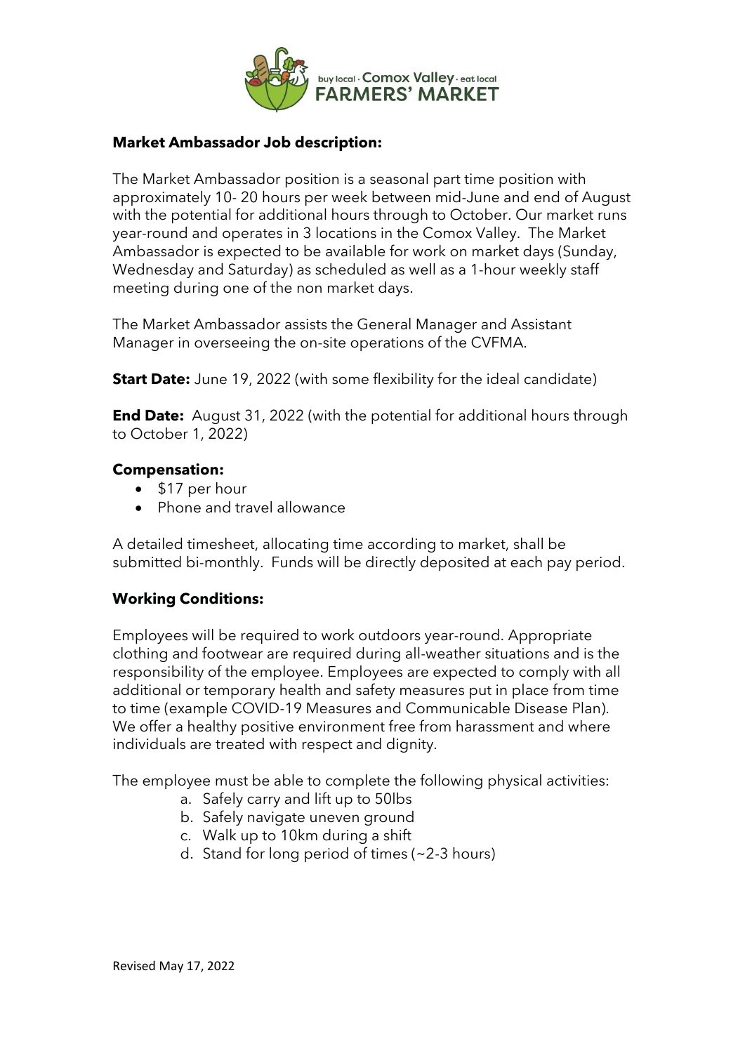**Market Ambassador Job description:**

The Market Ambassador position is a seasonal part time position with approximately 10- 20 hours per week between mid-June and end of August with the potential for additional hours through to October. Our market runs year-round and operates in 3 locations in the Comox Valley. The Market Ambassador is expected to be available for work on market days (Sunday, Wednesday and Saturday) as scheduled as well as a 1-hour weekly staff meeting during one of the non market days.

The Market Ambassador assists the General Manager and Assistant Manager in overseeing the on-site operations of the CVFMA.

**Start Date:** June 19, 2022 (with some flexibility for the ideal candidate)

**End Date:** August 31, 2022 (with the potential for additional hours through to October 1, 2022)

**Compensation:**

- $17 per hour
- Phone and travel allowance

A detailed timesheet, allocating time according to market, shall be submitted bi-monthly. Funds will be directly deposited at each pay period.

**Working Conditions:**

Employees will be required to work outdoors year-round. Appropriate clothing and footwear are required during all-weather situations and is the responsibility of the employee. Employees are expected to comply with all additional or temporary health and safety measures put in place from time to time (example COVID-19 Measures and Communicable Disease Plan). We offer a healthy positive environment free from harassment and where individuals are treated with respect and dignity.

The employee must be able to complete the following physical activities:

a. Safely carry and lift up to 50lbs
b. Safely navigate uneven ground
c. Walk up to 10km during a shift
d. Stand for long period of times (~2-3 hours)

Revised May 17, 2022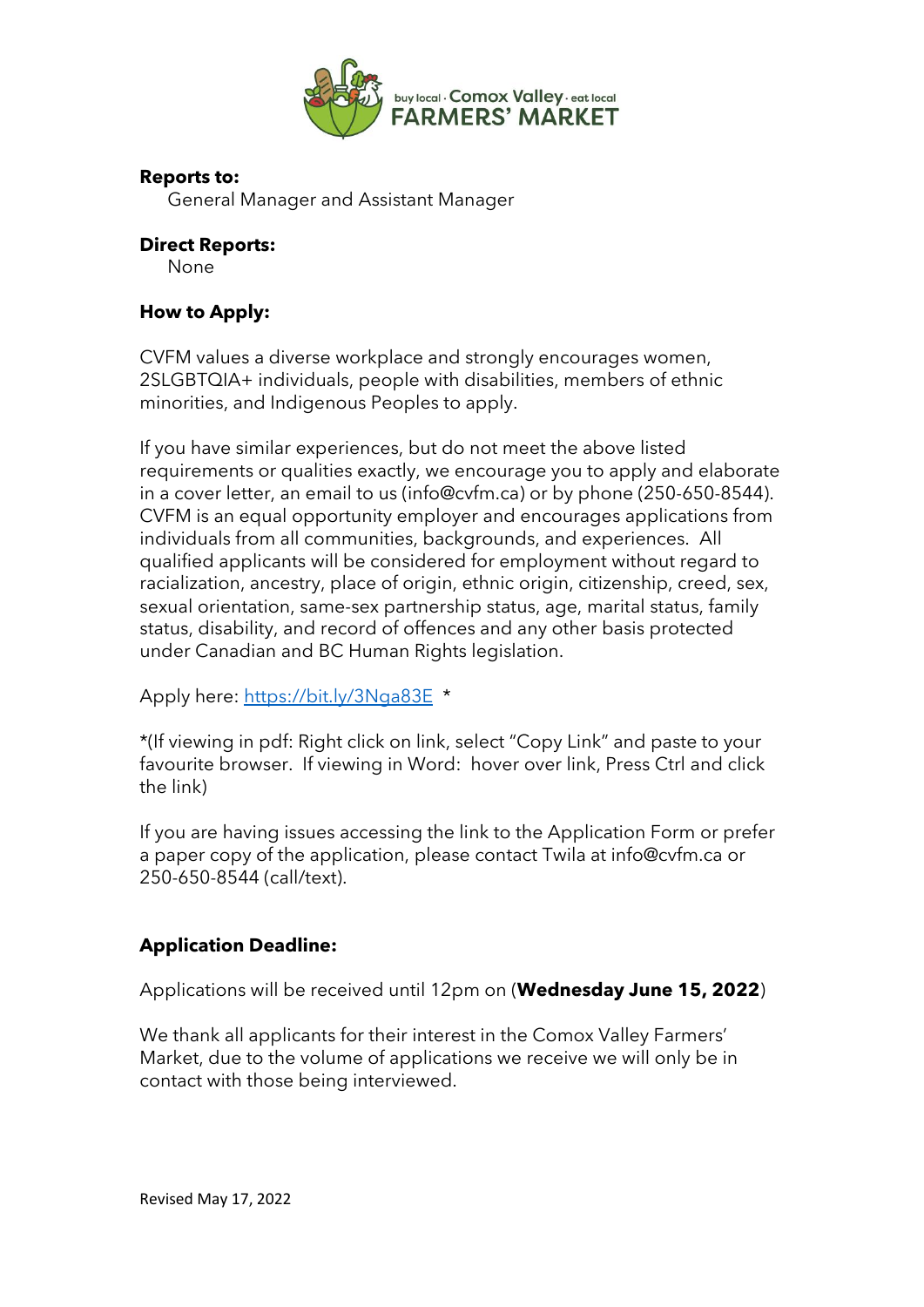**Reports to:**
General Manager and Assistant Manager

**Direct Reports:**
None

**How to Apply:**

CVFM values a diverse workplace and strongly encourages women, 2SLGBTQIA+ individuals, people with disabilities, members of ethnic minorities, and Indigenous Peoples to apply.

If you have similar experiences, but do not meet the above listed requirements or qualities exactly, we encourage you to apply and elaborate in a cover letter, an email to us (info@cvfm.ca) or by phone (250-650-8544). CVFM is an equal opportunity employer and encourages applications from individuals from all communities, backgrounds, and experiences. All qualified applicants will be considered for employment without regard to racialization, ancestry, place of origin, ethnic origin, citizenship, creed, sex, sexual orientation, same-sex partnership status, age, marital status, family status, disability, and record of offences and any other basis protected under Canadian and BC Human Rights legislation.

Apply here: [https://bit.ly/3Nga83E](https://bit.ly/3Nga83E) *

*(If viewing in pdf: Right click on link, select "Copy Link" and paste to your favourite browser. If viewing in Word: hover over link, Press Ctrl and click the link)

If you are having issues accessing the link to the Application Form or prefer a paper copy of the application, please contact Twila at info@cvfm.ca or 250-650-8544 (call/text).

**Application Deadline:**

Applications will be received until 12pm on (**Wednesday June 15, 2022**)

We thank all applicants for their interest in the Comox Valley Farmers' Market, due to the volume of applications we receive we will only be in contact with those being interviewed.

Revised May 17, 2022